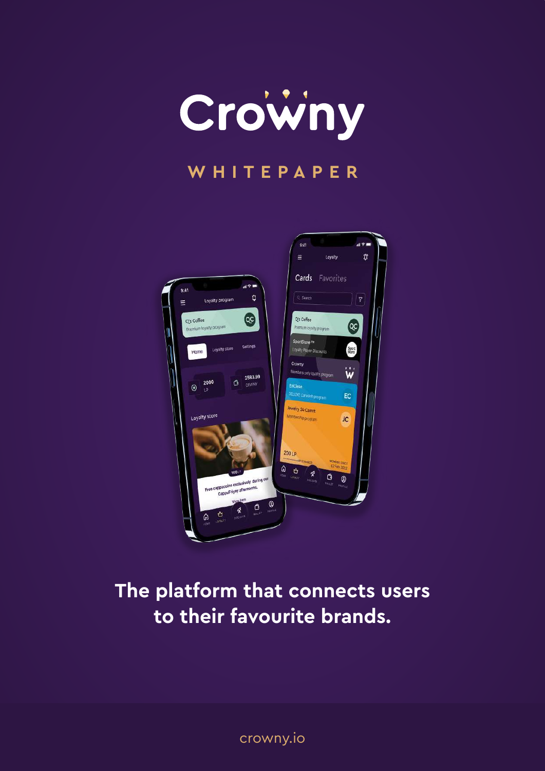# Crowny

## WHITEPAPER

**The platform that connects users to their favourite brands.**

crowny.io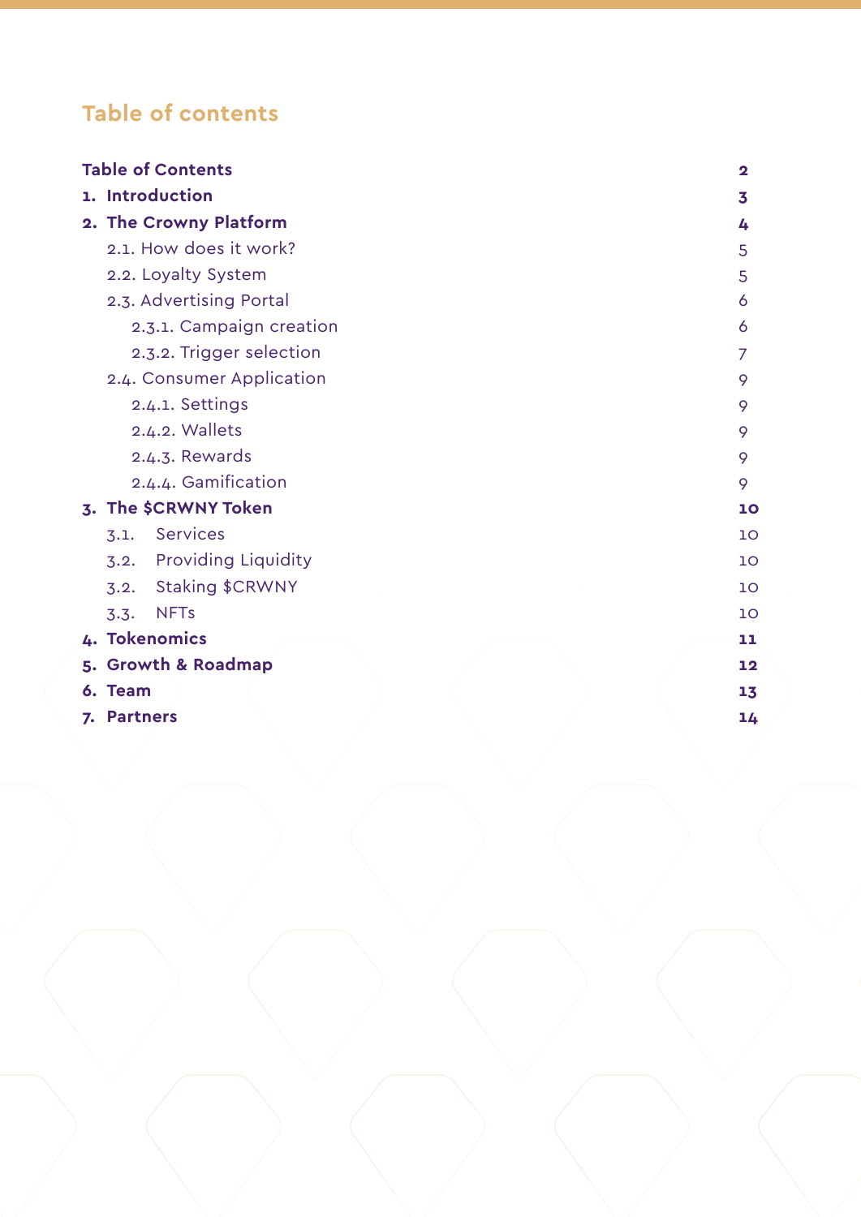## Table of contents

| | |
|---|---|
| **Table of Contents** | **2** |
| **1. Introduction** | **3** |
| **2. The Crowny Platform** | **4** |
| 2.1. How does it work? | 5 |
| 2.2. Loyalty System | 5 |
| 2.3. Advertising Portal | 6 |
| 2.3.1. Campaign creation | 6 |
| 2.3.2. Trigger selection | 7 |
| 2.4. Consumer Application | 9 |
| 2.4.1. Settings | 9 |
| 2.4.2. Wallets | 9 |
| 2.4.3. Rewards | 9 |
| 2.4.4. Gamification | 9 |
| **3. The $CRWNY Token** | **10** |
| 3.1. Services | 10 |
| 3.2. Providing Liquidity | 10 |
| 3.2. Staking $CRWNY | 10 |
| 3.3. NFTs | 10 |
| **4. Tokenomics** | **11** |
| **5. Growth & Roadmap** | **12** |
| **6. Team** | **13** |
| **7. Partners** | **14** |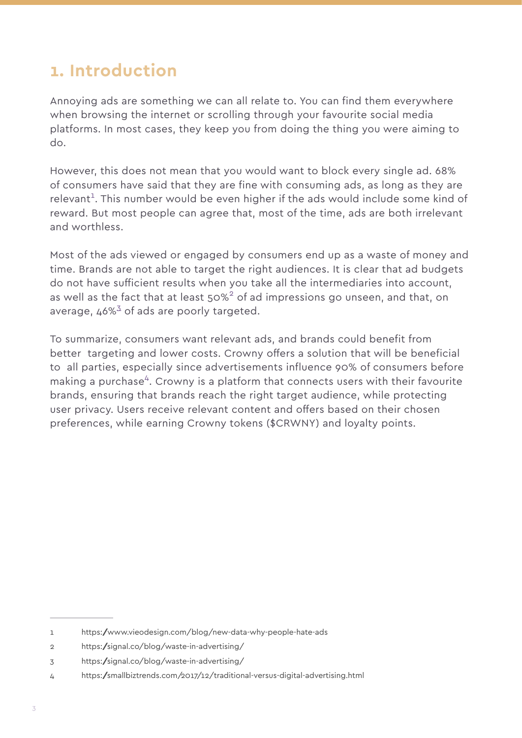# 1. Introduction

Annoying ads are something we can all relate to. You can find them everywhere when browsing the internet or scrolling through your favourite social media platforms. In most cases, they keep you from doing the thing you were aiming to do.

However, this does not mean that you would want to block every single ad. 68% of consumers have said that they are fine with consuming ads, as long as they are relevant[1]. This number would be even higher if the ads would include some kind of reward. But most people can agree that, most of the time, ads are both irrelevant and worthless.

Most of the ads viewed or engaged by consumers end up as a waste of money and time. Brands are not able to target the right audiences. It is clear that ad budgets do not have sufficient results when you take all the intermediaries into account, as well as the fact that at least 50%[2] of ad impressions go unseen, and that, on average, 46%[3] of ads are poorly targeted.

To summarize, consumers want relevant ads, and brands could benefit from better targeting and lower costs. Crowny offers a solution that will be beneficial to all parties, especially since advertisements influence 90% of consumers before making a purchase[4]. Crowny is a platform that connects users with their favourite brands, ensuring that brands reach the right target audience, while protecting user privacy. Users receive relevant content and offers based on their chosen preferences, while earning Crowny tokens ($CRWNY) and loyalty points.

---

1 https://www.vieodesign.com/blog/new-data-why-people-hate-ads

2 https://signal.co/blog/waste-in-advertising/

3 https://signal.co/blog/waste-in-advertising/

4 https://smallbiztrends.com/2017/12/traditional-versus-digital-advertising.html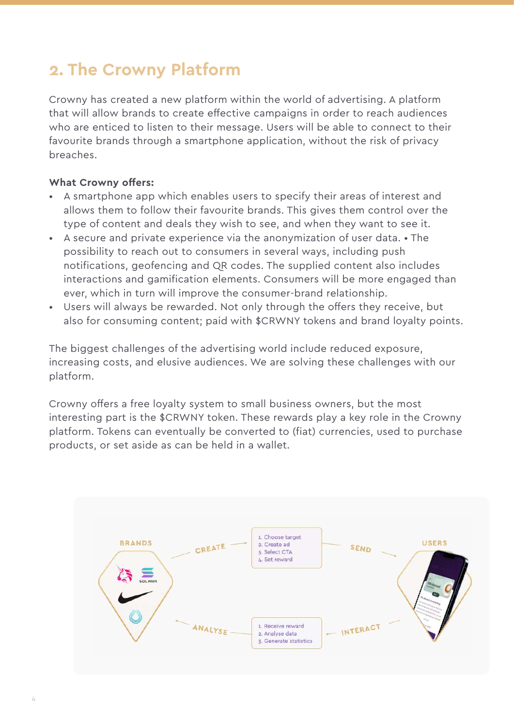## 2. The Crowny Platform

Crowny has created a new platform within the world of advertising. A platform that will allow brands to create effective campaigns in order to reach audiences who are enticed to listen to their message. Users will be able to connect to their favourite brands through a smartphone application, without the risk of privacy breaches.

**What Crowny offers:**

- A smartphone app which enables users to specify their areas of interest and allows them to follow their favourite brands. This gives them control over the type of content and deals they wish to see, and when they want to see it.
- A secure and private experience via the anonymization of user data. • The possibility to reach out to consumers in several ways, including push notifications, geofencing and QR codes. The supplied content also includes interactions and gamification elements. Consumers will be more engaged than ever, which in turn will improve the consumer-brand relationship.
- Users will always be rewarded. Not only through the offers they receive, but also for consuming content; paid with $CRWNY tokens and brand loyalty points.

The biggest challenges of the advertising world include reduced exposure, increasing costs, and elusive audiences. We are solving these challenges with our platform.

Crowny offers a free loyalty system to small business owners, but the most interesting part is the $CRWNY token. These rewards play a key role in the Crowny platform. Tokens can eventually be converted to (fiat) currencies, used to purchase products, or set aside as can be held in a wallet.

BRANDS → CREATE → 1. Choose target 2. Create ad 3. Select CTA 4. Set reward → SEND → USERS → INTERACT → 1. Receive reward 2. Analyse data 3. Generate statistics → ANALYSE → BRANDS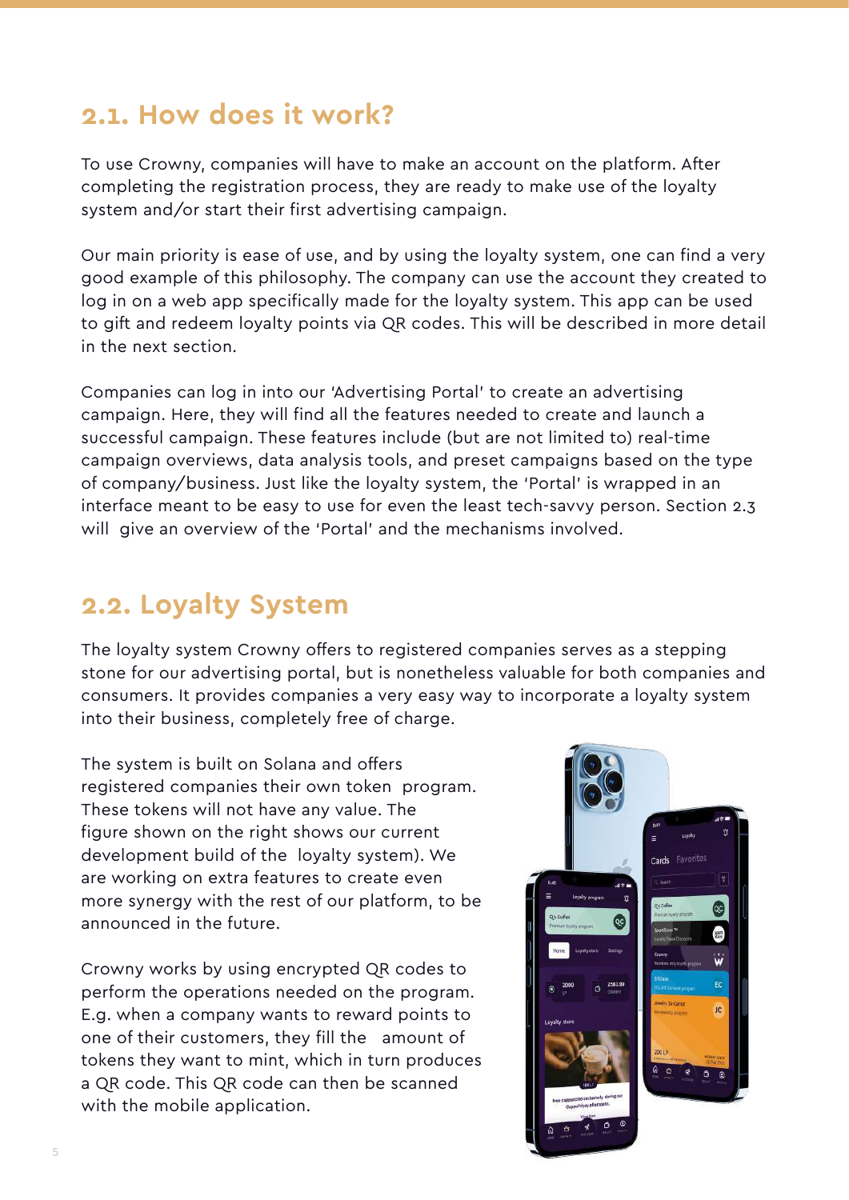## 2.1. How does it work?

To use Crowny, companies will have to make an account on the platform. After completing the registration process, they are ready to make use of the loyalty system and/or start their first advertising campaign.

Our main priority is ease of use, and by using the loyalty system, one can find a very good example of this philosophy. The company can use the account they created to log in on a web app specifically made for the loyalty system. This app can be used to gift and redeem loyalty points via QR codes. This will be described in more detail in the next section.

Companies can log in into our 'Advertising Portal' to create an advertising campaign. Here, they will find all the features needed to create and launch a successful campaign. These features include (but are not limited to) real-time campaign overviews, data analysis tools, and preset campaigns based on the type of company/business. Just like the loyalty system, the 'Portal' is wrapped in an interface meant to be easy to use for even the least tech-savvy person. Section 2.3 will give an overview of the 'Portal' and the mechanisms involved.

## 2.2. Loyalty System

The loyalty system Crowny offers to registered companies serves as a stepping stone for our advertising portal, but is nonetheless valuable for both companies and consumers. It provides companies a very easy way to incorporate a loyalty system into their business, completely free of charge.

The system is built on Solana and offers registered companies their own token program. These tokens will not have any value. The figure shown on the right shows our current development build of the loyalty system). We are working on extra features to create even more synergy with the rest of our platform, to be announced in the future.

Crowny works by using encrypted QR codes to perform the operations needed on the program. E.g. when a company wants to reward points to one of their customers, they fill the amount of tokens they want to mint, which in turn produces a QR code. This QR code can then be scanned with the mobile application.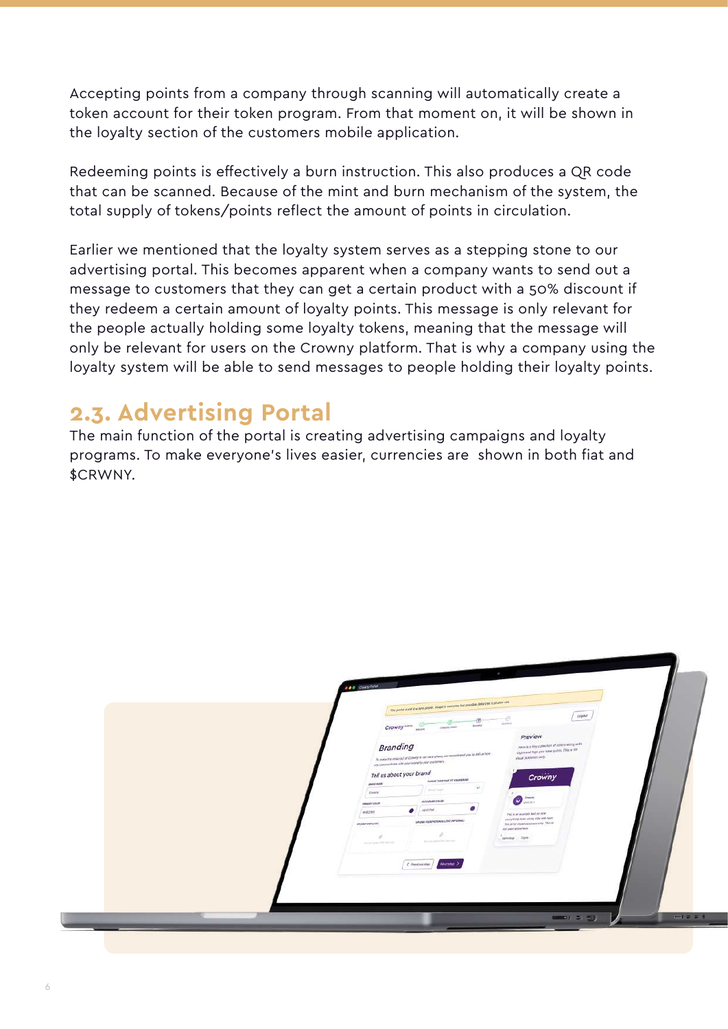Accepting points from a company through scanning will automatically create a token account for their token program. From that moment on, it will be shown in the loyalty section of the customers mobile application.

Redeeming points is effectively a burn instruction. This also produces a QR code that can be scanned. Because of the mint and burn mechanism of the system, the total supply of tokens/points reflect the amount of points in circulation.

Earlier we mentioned that the loyalty system serves as a stepping stone to our advertising portal. This becomes apparent when a company wants to send out a message to customers that they can get a certain product with a 50% discount if they redeem a certain amount of loyalty points. This message is only relevant for the people actually holding some loyalty tokens, meaning that the message will only be relevant for users on the Crowny platform. That is why a company using the loyalty system will be able to send messages to people holding their loyalty points.

## 2.3. Advertising Portal

The main function of the portal is creating advertising campaigns and loyalty programs. To make everyone's lives easier, currencies are shown in both fiat and $CRWNY.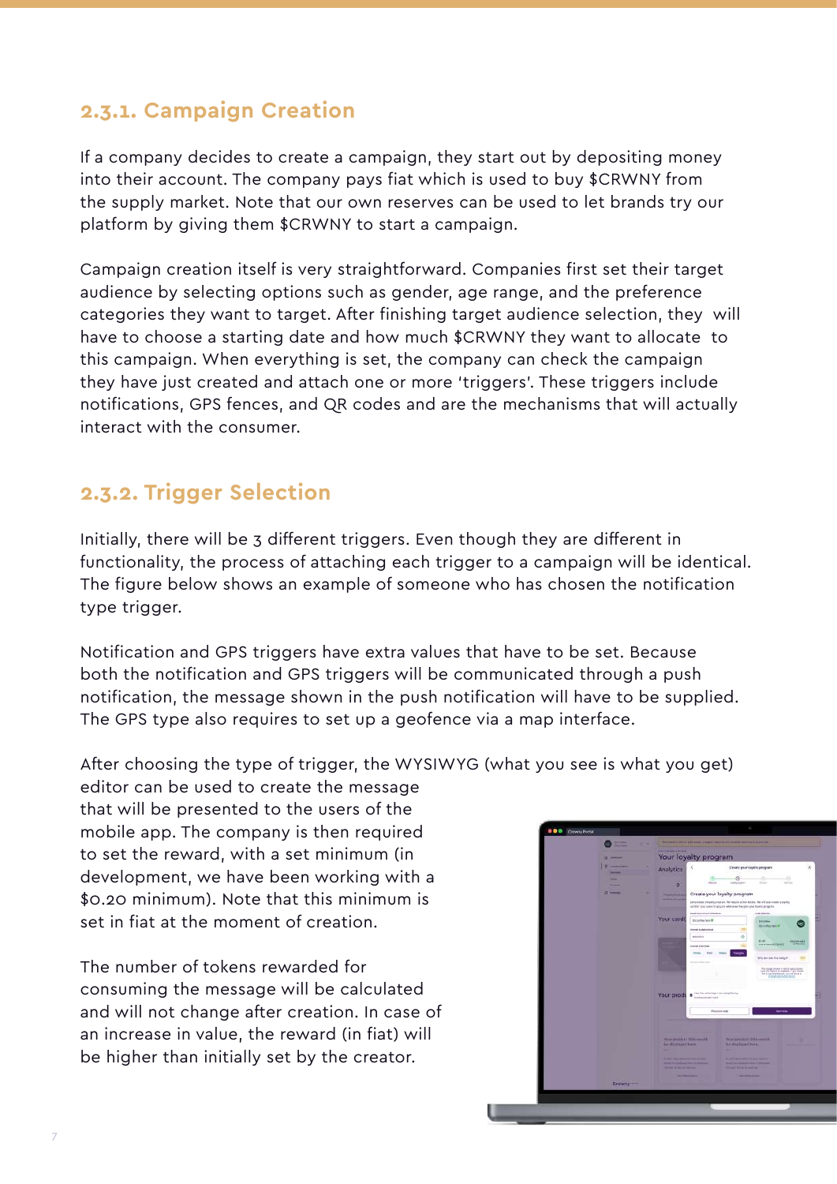### 2.3.1. Campaign Creation

If a company decides to create a campaign, they start out by depositing money into their account. The company pays fiat which is used to buy $CRWNY from the supply market. Note that our own reserves can be used to let brands try our platform by giving them $CRWNY to start a campaign.

Campaign creation itself is very straightforward. Companies first set their target audience by selecting options such as gender, age range, and the preference categories they want to target. After finishing target audience selection, they will have to choose a starting date and how much $CRWNY they want to allocate to this campaign. When everything is set, the company can check the campaign they have just created and attach one or more 'triggers'. These triggers include notifications, GPS fences, and QR codes and are the mechanisms that will actually interact with the consumer.

### 2.3.2. Trigger Selection

Initially, there will be 3 different triggers. Even though they are different in functionality, the process of attaching each trigger to a campaign will be identical. The figure below shows an example of someone who has chosen the notification type trigger.

Notification and GPS triggers have extra values that have to be set. Because both the notification and GPS triggers will be communicated through a push notification, the message shown in the push notification will have to be supplied. The GPS type also requires to set up a geofence via a map interface.

After choosing the type of trigger, the WYSIWYG (what you see is what you get) editor can be used to create the message that will be presented to the users of the mobile app. The company is then required to set the reward, with a set minimum (in development, we have been working with a $0.20 minimum). Note that this minimum is set in fiat at the moment of creation.

The number of tokens rewarded for consuming the message will be calculated and will not change after creation. In case of an increase in value, the reward (in fiat) will be higher than initially set by the creator.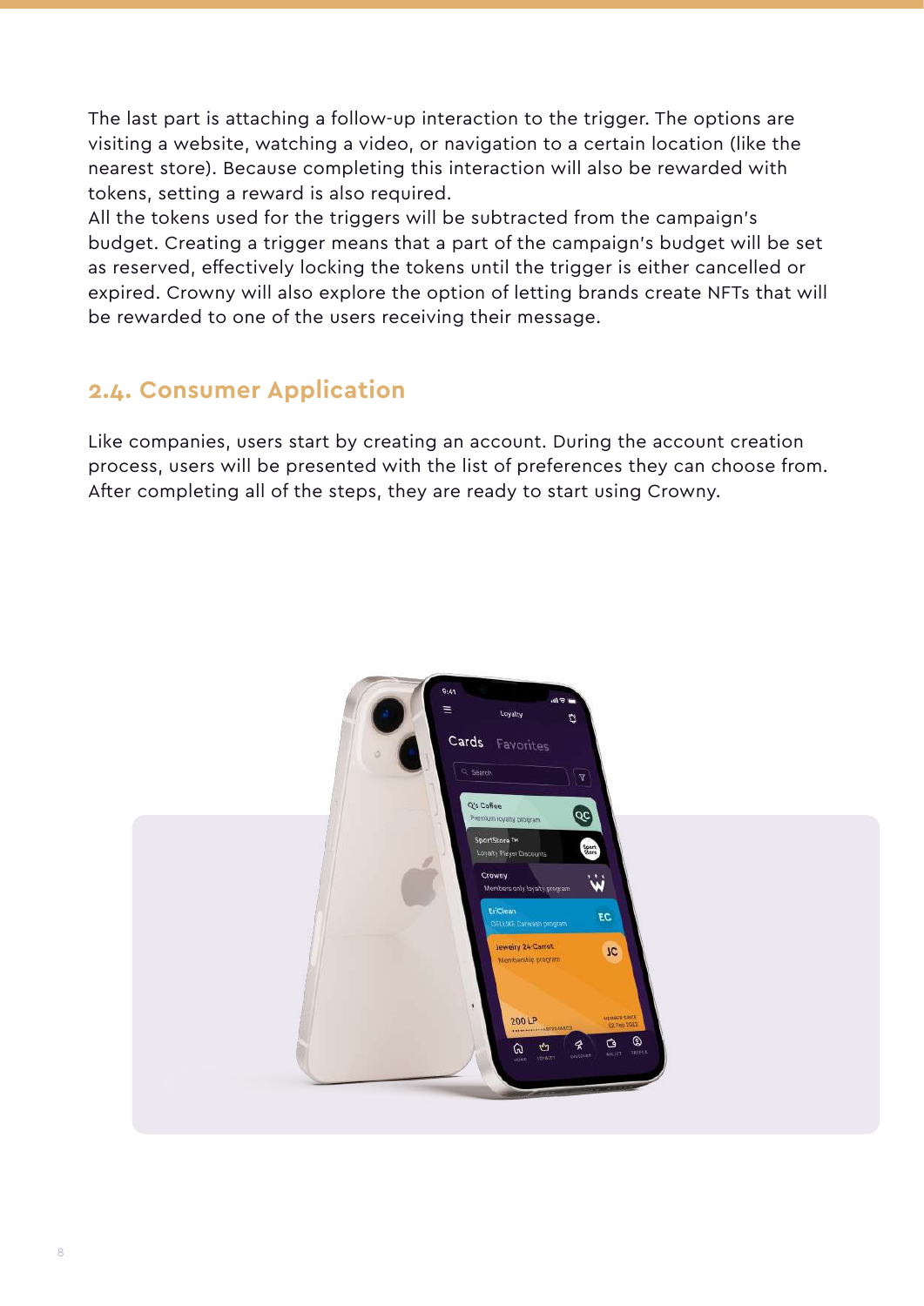The last part is attaching a follow-up interaction to the trigger. The options are visiting a website, watching a video, or navigation to a certain location (like the nearest store). Because completing this interaction will also be rewarded with tokens, setting a reward is also required.
All the tokens used for the triggers will be subtracted from the campaign's budget. Creating a trigger means that a part of the campaign's budget will be set as reserved, effectively locking the tokens until the trigger is either cancelled or expired. Crowny will also explore the option of letting brands create NFTs that will be rewarded to one of the users receiving their message.

## 2.4. Consumer Application

Like companies, users start by creating an account. During the account creation process, users will be presented with the list of preferences they can choose from. After completing all of the steps, they are ready to start using Crowny.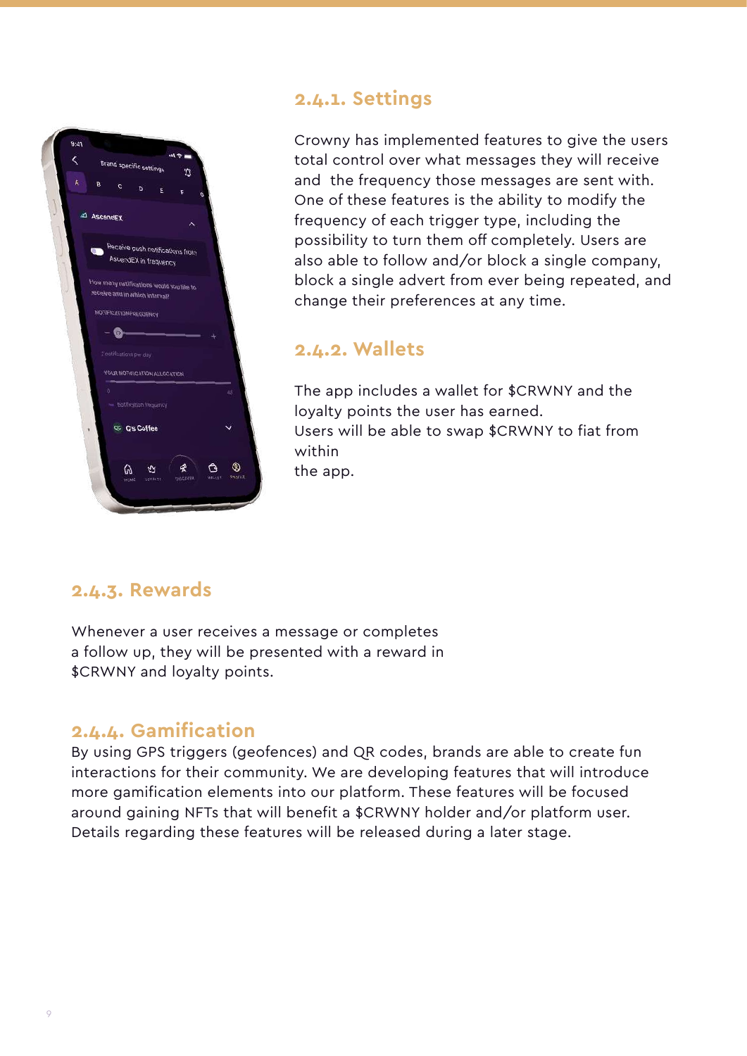### 2.4.1. Settings

Crowny has implemented features to give the users total control over what messages they will receive and the frequency those messages are sent with. One of these features is the ability to modify the frequency of each trigger type, including the possibility to turn them off completely. Users are also able to follow and/or block a single company, block a single advert from ever being repeated, and change their preferences at any time.

### 2.4.2. Wallets

The app includes a wallet for $CRWNY and the loyalty points the user has earned.
Users will be able to swap $CRWNY to fiat from within
the app.

### 2.4.3. Rewards

Whenever a user receives a message or completes a follow up, they will be presented with a reward in $CRWNY and loyalty points.

### 2.4.4. Gamification

By using GPS triggers (geofences) and QR codes, brands are able to create fun interactions for their community. We are developing features that will introduce more gamification elements into our platform. These features will be focused around gaining NFTs that will benefit a $CRWNY holder and/or platform user. Details regarding these features will be released during a later stage.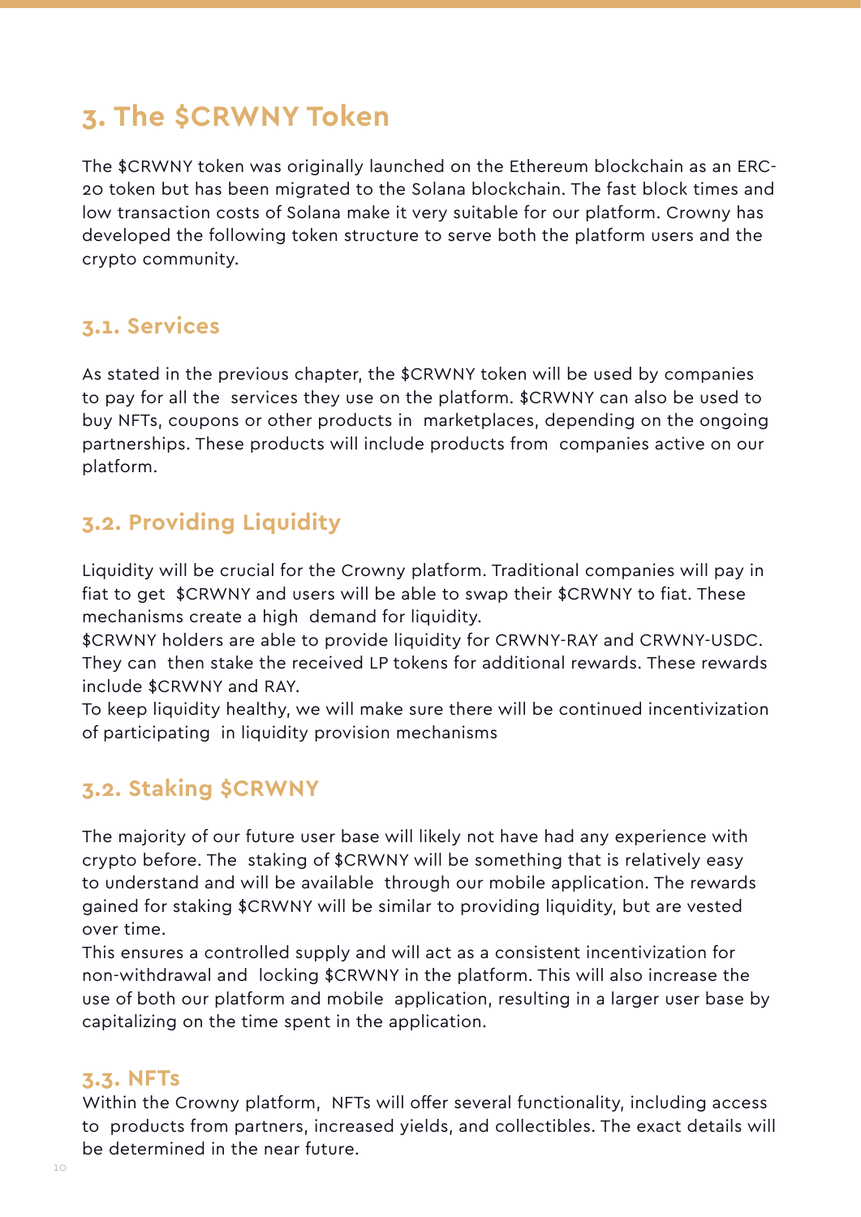# 3. The $CRWNY Token

The $CRWNY token was originally launched on the Ethereum blockchain as an ERC-20 token but has been migrated to the Solana blockchain. The fast block times and low transaction costs of Solana make it very suitable for our platform. Crowny has developed the following token structure to serve both the platform users and the crypto community.

## 3.1. Services

As stated in the previous chapter, the $CRWNY token will be used by companies to pay for all the services they use on the platform. $CRWNY can also be used to buy NFTs, coupons or other products in marketplaces, depending on the ongoing partnerships. These products will include products from companies active on our platform.

## 3.2. Providing Liquidity

Liquidity will be crucial for the Crowny platform. Traditional companies will pay in fiat to get $CRWNY and users will be able to swap their $CRWNY to fiat. These mechanisms create a high demand for liquidity.
$CRWNY holders are able to provide liquidity for CRWNY-RAY and CRWNY-USDC. They can then stake the received LP tokens for additional rewards. These rewards include $CRWNY and RAY.
To keep liquidity healthy, we will make sure there will be continued incentivization of participating in liquidity provision mechanisms

## 3.2. Staking $CRWNY

The majority of our future user base will likely not have had any experience with crypto before. The staking of $CRWNY will be something that is relatively easy to understand and will be available through our mobile application. The rewards gained for staking $CRWNY will be similar to providing liquidity, but are vested over time.
This ensures a controlled supply and will act as a consistent incentivization for non-withdrawal and locking $CRWNY in the platform. This will also increase the use of both our platform and mobile application, resulting in a larger user base by capitalizing on the time spent in the application.

## 3.3. NFTs

Within the Crowny platform, NFTs will offer several functionality, including access to products from partners, increased yields, and collectibles. The exact details will be determined in the near future.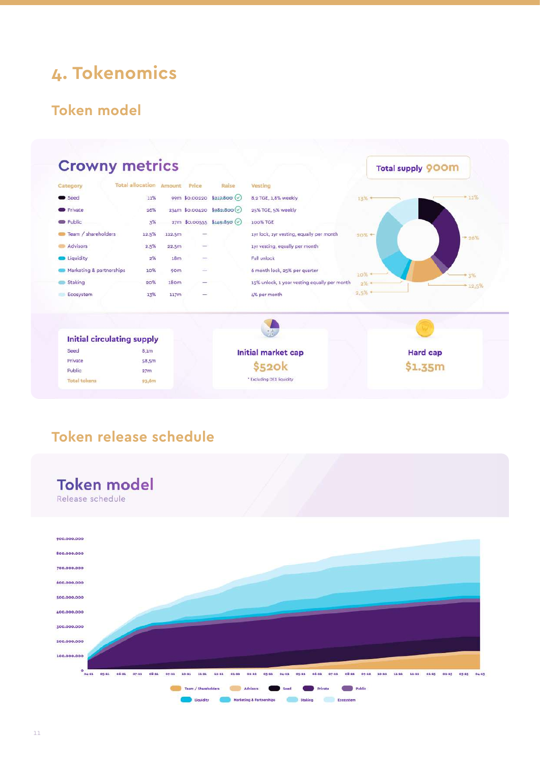# 4. Tokenomics

## Token model

### Crowny metrics

**Total supply 900m**

| Category | Total allocation | Amount | Price | Raise | Vesting |
|---|---|---|---|---|---|
| Seed | 11% | 99m | $0.00220 | $217.800 | 8,2 TGE, 1,8% weekly |
| Private | 26% | 234m | $0.00420 | $982.800 | 25% TGE, 5% weekly |
| Public | 3% | 27m | $0.00555 | $149.850 | 100% TGE |
| Team / shareholders | 12.5% | 112.5m | — | | 1yr lock, 1yr vesting, equally per month |
| Advisors | 2.5% | 22.5m | — | | 1yr vesting, equally per month |
| Liquidity | 2% | 18m | — | | Full unlock |
| Marketing & partnerships | 10% | 90m | — | | 6 month lock, 25% per quarter |
| Staking | 20% | 180m | — | | 15% unlock, 1 year vesting equally per month |
| Ecosystem | 13% | 117m | — | | 4% per month |

**Initial circulating supply**

| | |
|---|---|
| Seed | 8,1m |
| Private | 58,5m |
| Public | 27m |
| Total tokens | 93,6m |

**Initial market cap**
$520k
* Excluding DEX liquidity

**Hard cap**
$1.35m

## Token release schedule

### Token model

Release schedule

Team / Shareholders, Advisors, Seed, Private, Public, Liquidity, Marketing & Partnerships, Staking, Ecosystem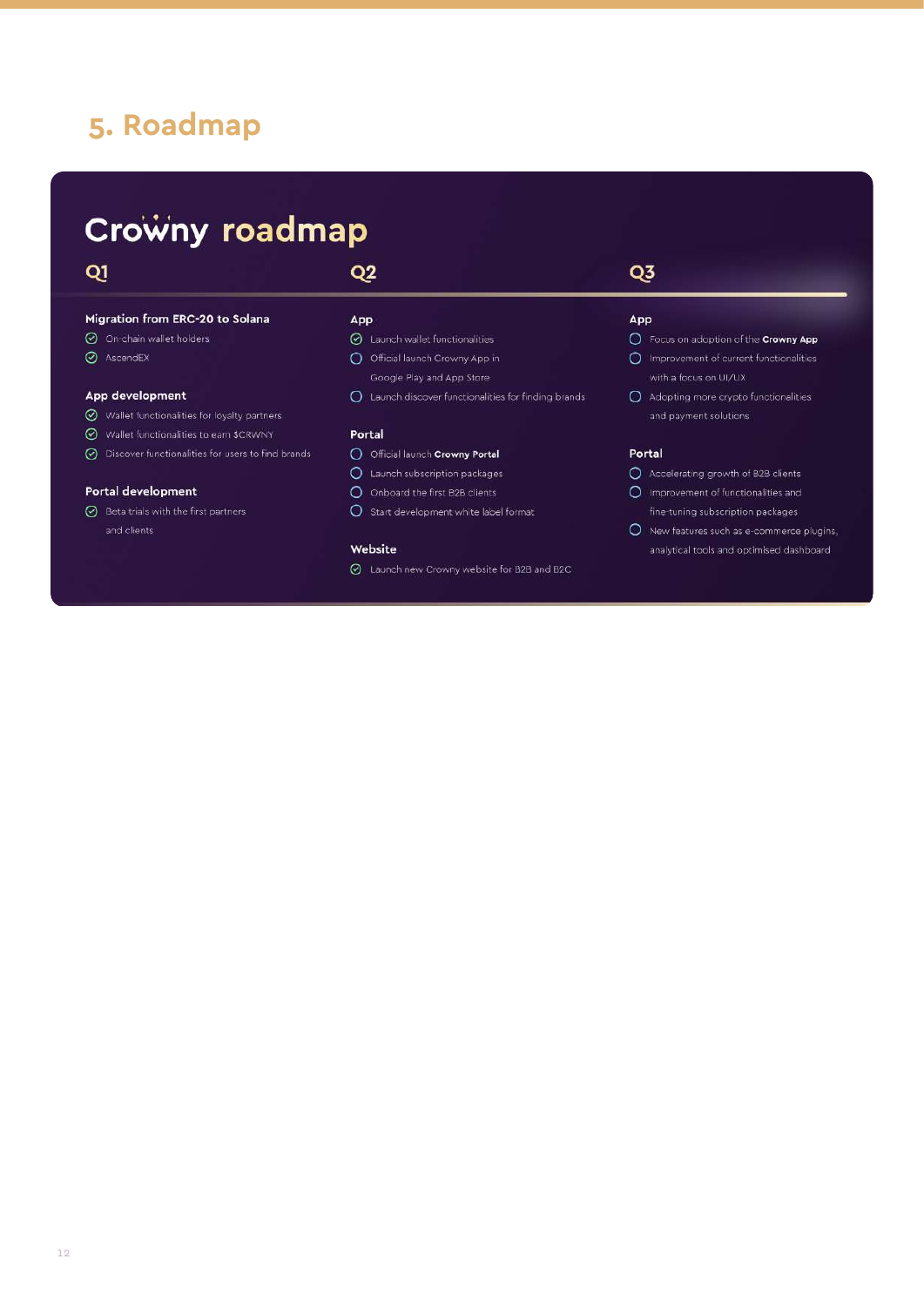## 5. Roadmap

### Crowny roadmap

#### Q1

**Migration from ERC-20 to Solana**

- [x] On-chain wallet holders
- [x] AscendEX

**App development**

- [x] Wallet functionalities for loyalty partners
- [x] Wallet functionalities to earn $CRWNY
- [x] Discover functionalities for users to find brands

**Portal development**

- [x] Beta trials with the first partners and clients

#### Q2

**App**

- [x] Launch wallet functionalities
- [ ] Official launch Crowny App in Google Play and App Store
- [ ] Launch discover functionalities for finding brands

**Portal**

- [ ] Official launch **Crowny Portal**
- [ ] Launch subscription packages
- [ ] Onboard the first B2B clients
- [ ] Start development white label format

**Website**

- [x] Launch new Crowny website for B2B and B2C

#### Q3

**App**

- [ ] Focus on adoption of the **Crowny App**
- [ ] Improvement of current functionalities with a focus on UI/UX
- [ ] Adopting more crypto functionalities and payment solutions

**Portal**

- [ ] Accelerating growth of B2B clients
- [ ] Improvement of functionalities and fine-tuning subscription packages
- [ ] New features such as e-commerce plugins, analytical tools and optimised dashboard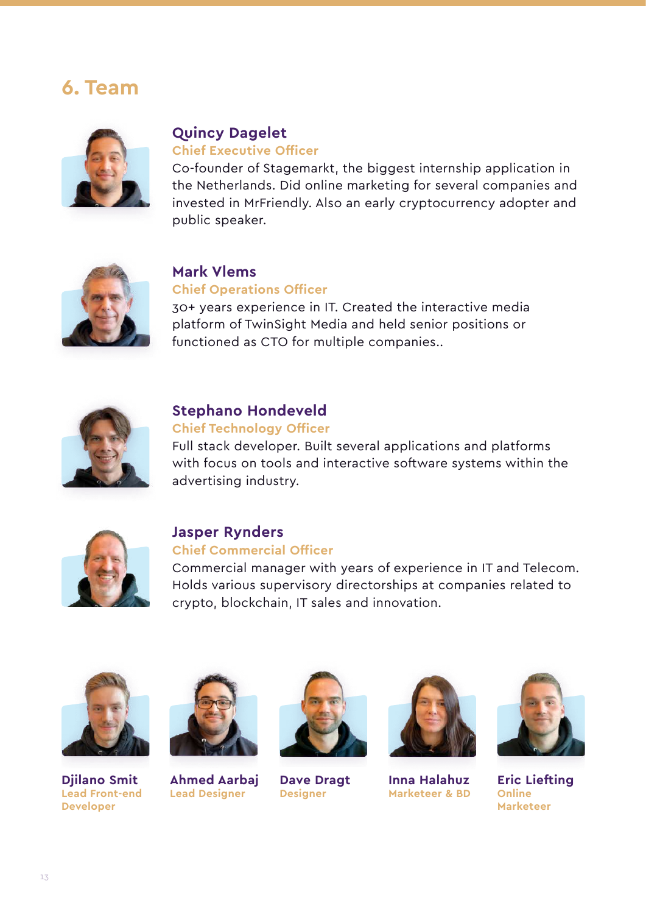## 6. Team

### Quincy Dagelet
**Chief Executive Officer**

Co-founder of Stagemarkt, the biggest internship application in the Netherlands. Did online marketing for several companies and invested in MrFriendly. Also an early cryptocurrency adopter and public speaker.

### Mark Vlems
**Chief Operations Officer**

30+ years experience in IT. Created the interactive media platform of TwinSight Media and held senior positions or functioned as CTO for multiple companies..

### Stephano Hondeveld
**Chief Technology Officer**

Full stack developer. Built several applications and platforms with focus on tools and interactive software systems within the advertising industry.

### Jasper Rynders
**Chief Commercial Officer**

Commercial manager with years of experience in IT and Telecom. Holds various supervisory directorships at companies related to crypto, blockchain, IT sales and innovation.

**Djilano Smit**
Lead Front-end Developer

**Ahmed Aarbaj**
Lead Designer

**Dave Dragt**
Designer

**Inna Halahuz**
Marketeer & BD

**Eric Liefting**
Online Marketeer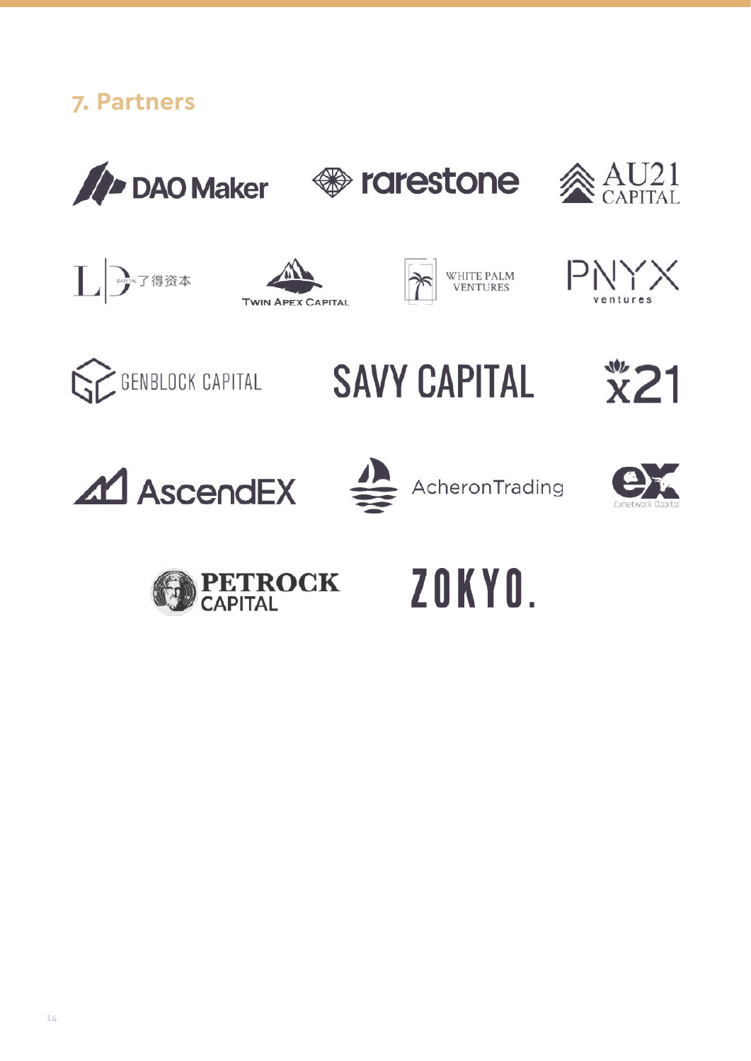## 7. Partners

DAO Maker

rarestone

AU21 CAPITAL

LD CAPITAL 了得资本

Twin Apex Capital

WHITE PALM VENTURES

PNYX ventures

GENBLOCK CAPITAL

SAVY CAPITAL

x21

AscendEX

AcheronTrading

Exnetwork Capital

PETROCK CAPITAL

ZOKYO.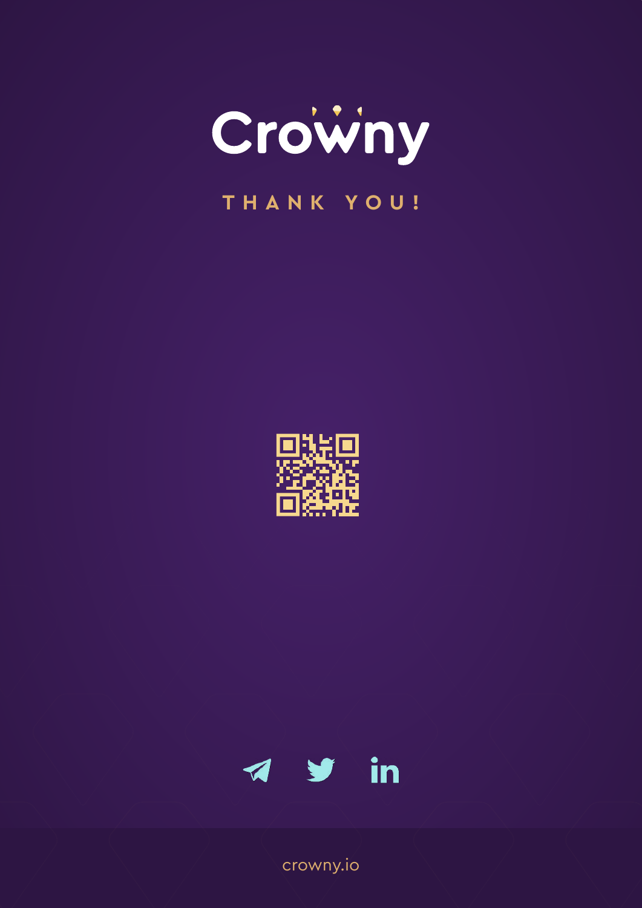# Crowny

THANK YOU!

crowny.io